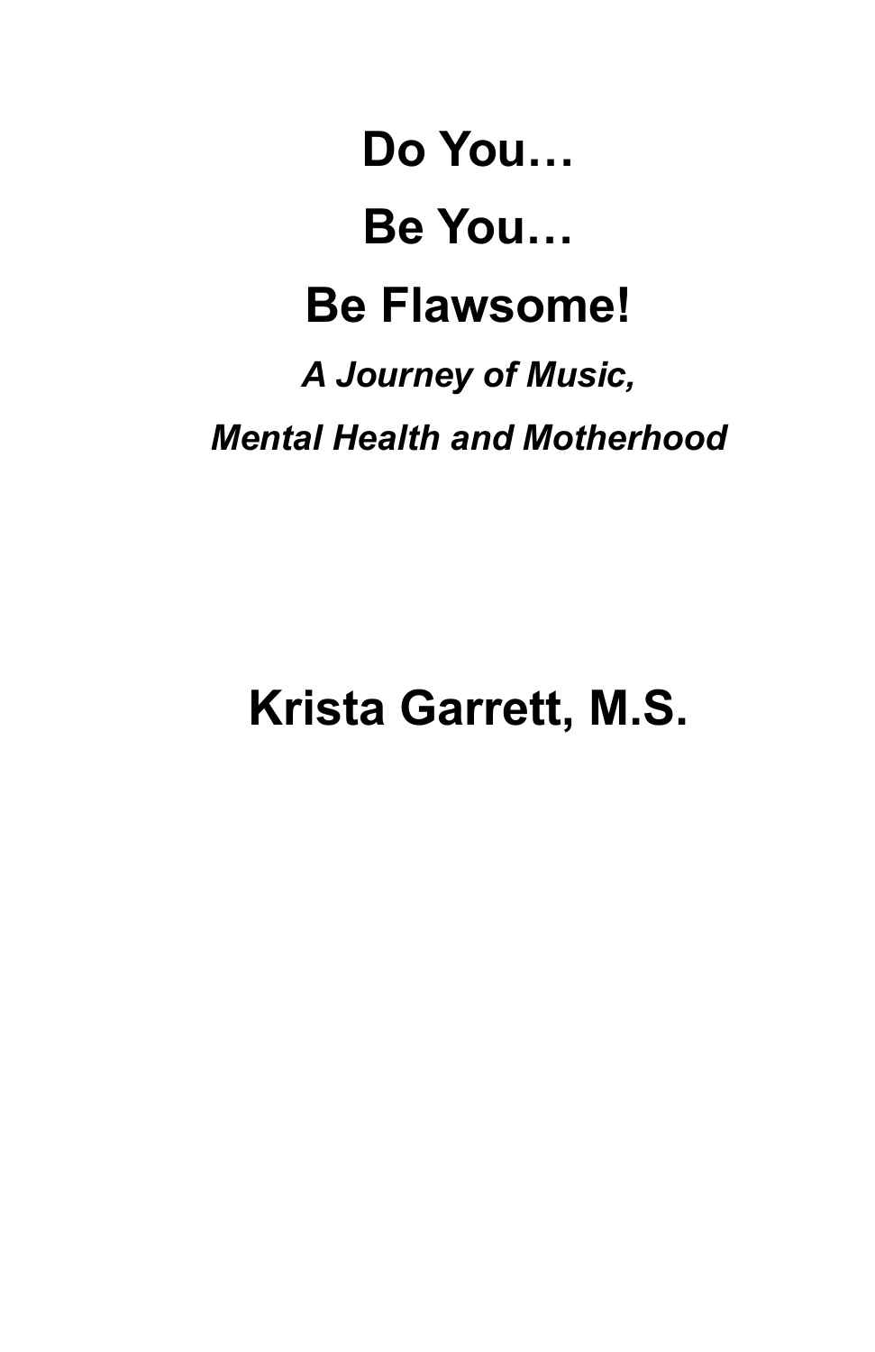# Do You…

# Be You…

# Be Flawsome!

***A Journey of Music,***

***Mental Health and Motherhood***

## Krista Garrett, M.S.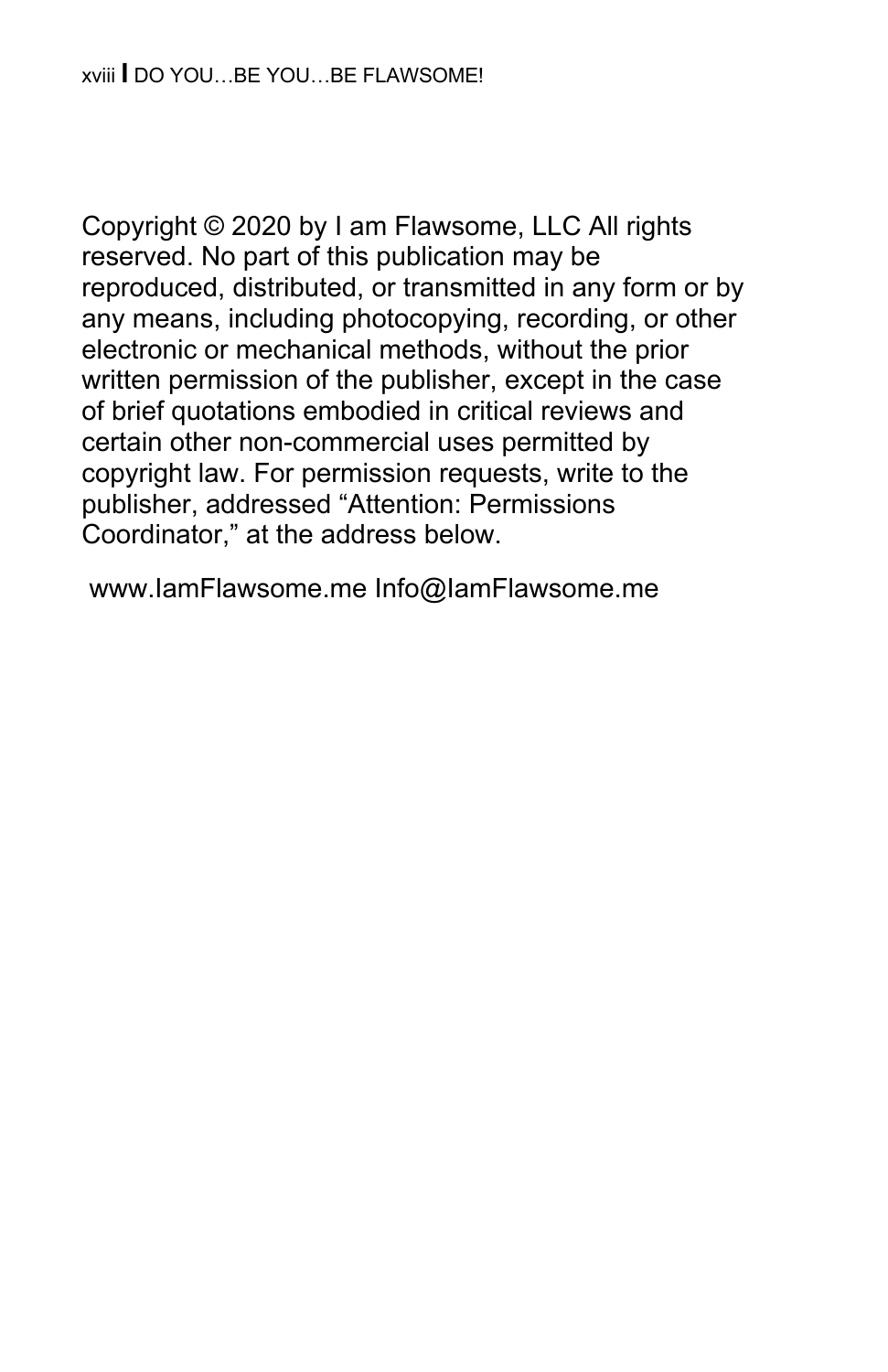Copyright © 2020 by I am Flawsome, LLC All rights reserved. No part of this publication may be reproduced, distributed, or transmitted in any form or by any means, including photocopying, recording, or other electronic or mechanical methods, without the prior written permission of the publisher, except in the case of brief quotations embodied in critical reviews and certain other non-commercial uses permitted by copyright law. For permission requests, write to the publisher, addressed “Attention: Permissions Coordinator,” at the address below.

www.IamFlawsome.me Info@IamFlawsome.me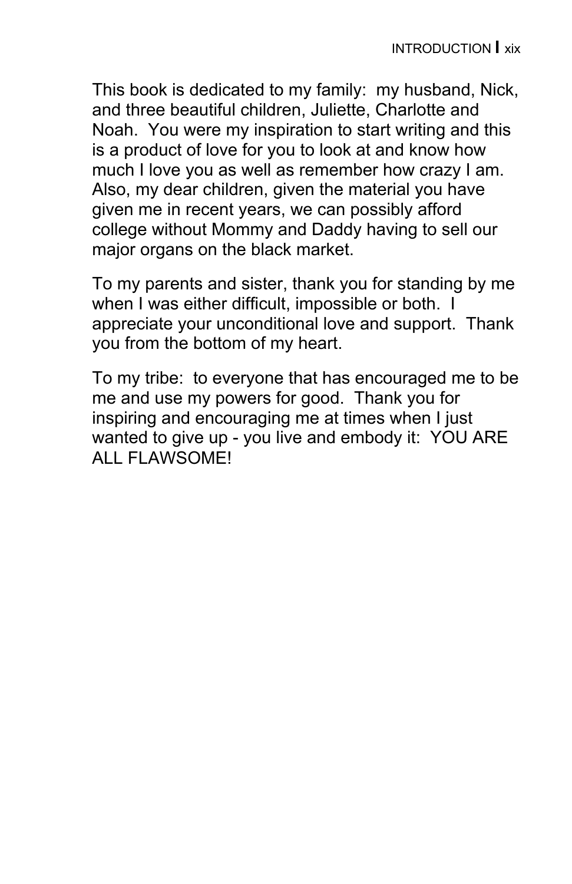This book is dedicated to my family:  my husband, Nick, and three beautiful children, Juliette, Charlotte and Noah.  You were my inspiration to start writing and this is a product of love for you to look at and know how much I love you as well as remember how crazy I am. Also, my dear children, given the material you have given me in recent years, we can possibly afford college without Mommy and Daddy having to sell our major organs on the black market.

To my parents and sister, thank you for standing by me when I was either difficult, impossible or both.  I appreciate your unconditional love and support.  Thank you from the bottom of my heart.

To my tribe:  to everyone that has encouraged me to be me and use my powers for good.  Thank you for inspiring and encouraging me at times when I just wanted to give up - you live and embody it:  YOU ARE ALL FLAWSOME!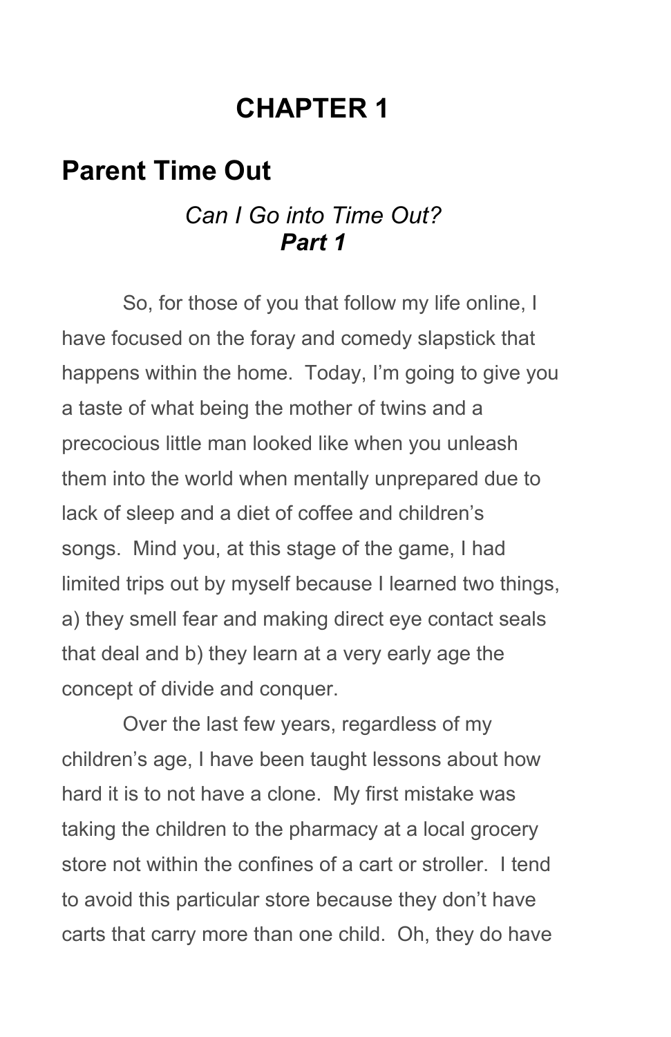# CHAPTER 1

## Parent Time Out

*Can I Go into Time Out?*
***Part 1***

So, for those of you that follow my life online, I have focused on the foray and comedy slapstick that happens within the home. Today, I'm going to give you a taste of what being the mother of twins and a precocious little man looked like when you unleash them into the world when mentally unprepared due to lack of sleep and a diet of coffee and children's songs. Mind you, at this stage of the game, I had limited trips out by myself because I learned two things, a) they smell fear and making direct eye contact seals that deal and b) they learn at a very early age the concept of divide and conquer.

Over the last few years, regardless of my children's age, I have been taught lessons about how hard it is to not have a clone. My first mistake was taking the children to the pharmacy at a local grocery store not within the confines of a cart or stroller. I tend to avoid this particular store because they don't have carts that carry more than one child. Oh, they do have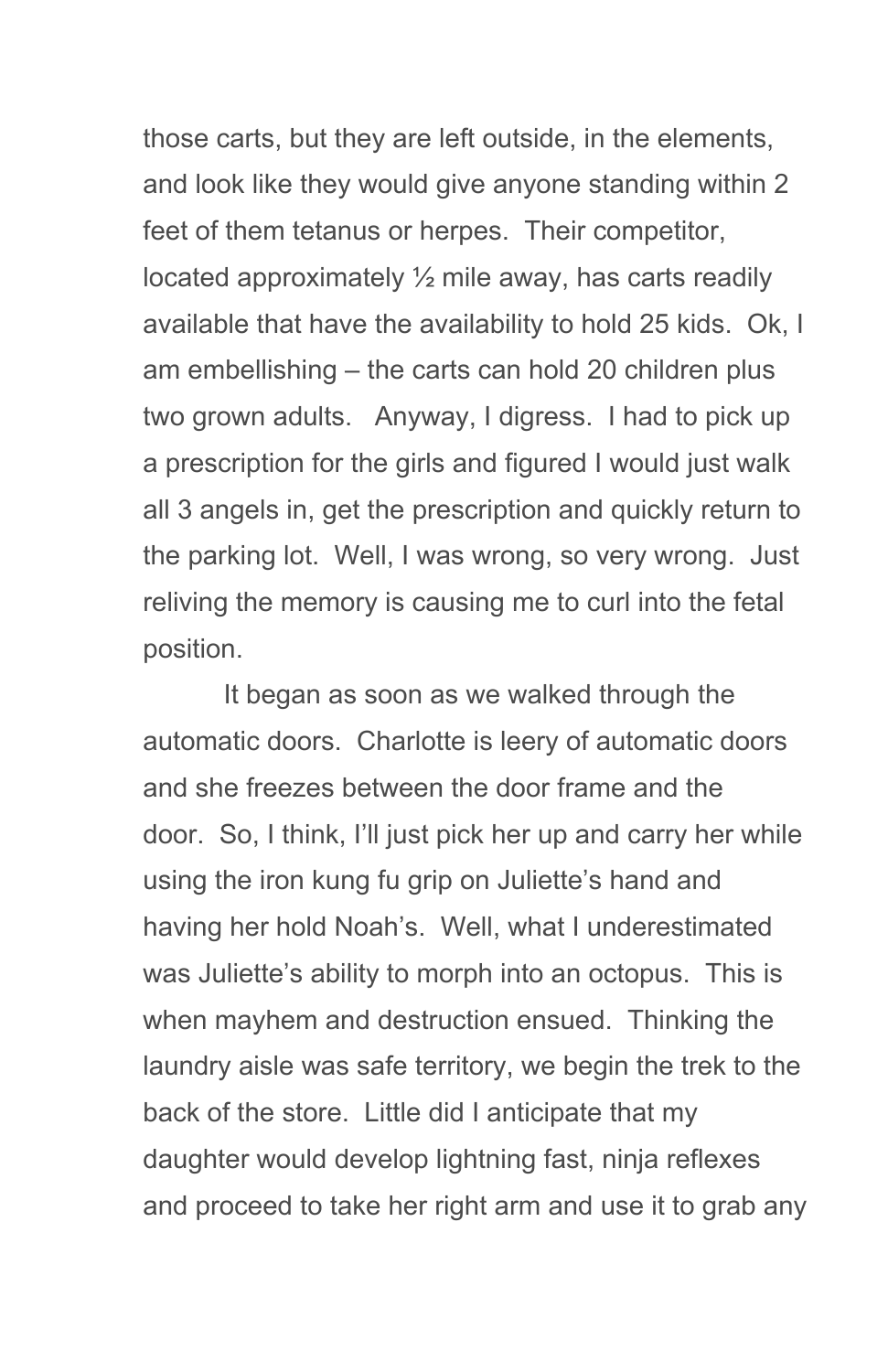those carts, but they are left outside, in the elements, and look like they would give anyone standing within 2 feet of them tetanus or herpes.  Their competitor, located approximately ½ mile away, has carts readily available that have the availability to hold 25 kids.  Ok, I am embellishing – the carts can hold 20 children plus two grown adults.   Anyway, I digress.  I had to pick up a prescription for the girls and figured I would just walk all 3 angels in, get the prescription and quickly return to the parking lot.  Well, I was wrong, so very wrong.  Just reliving the memory is causing me to curl into the fetal position.

It began as soon as we walked through the automatic doors.  Charlotte is leery of automatic doors and she freezes between the door frame and the door.  So, I think, I'll just pick her up and carry her while using the iron kung fu grip on Juliette's hand and having her hold Noah's.  Well, what I underestimated was Juliette's ability to morph into an octopus.  This is when mayhem and destruction ensued.  Thinking the laundry aisle was safe territory, we begin the trek to the back of the store.  Little did I anticipate that my daughter would develop lightning fast, ninja reflexes and proceed to take her right arm and use it to grab any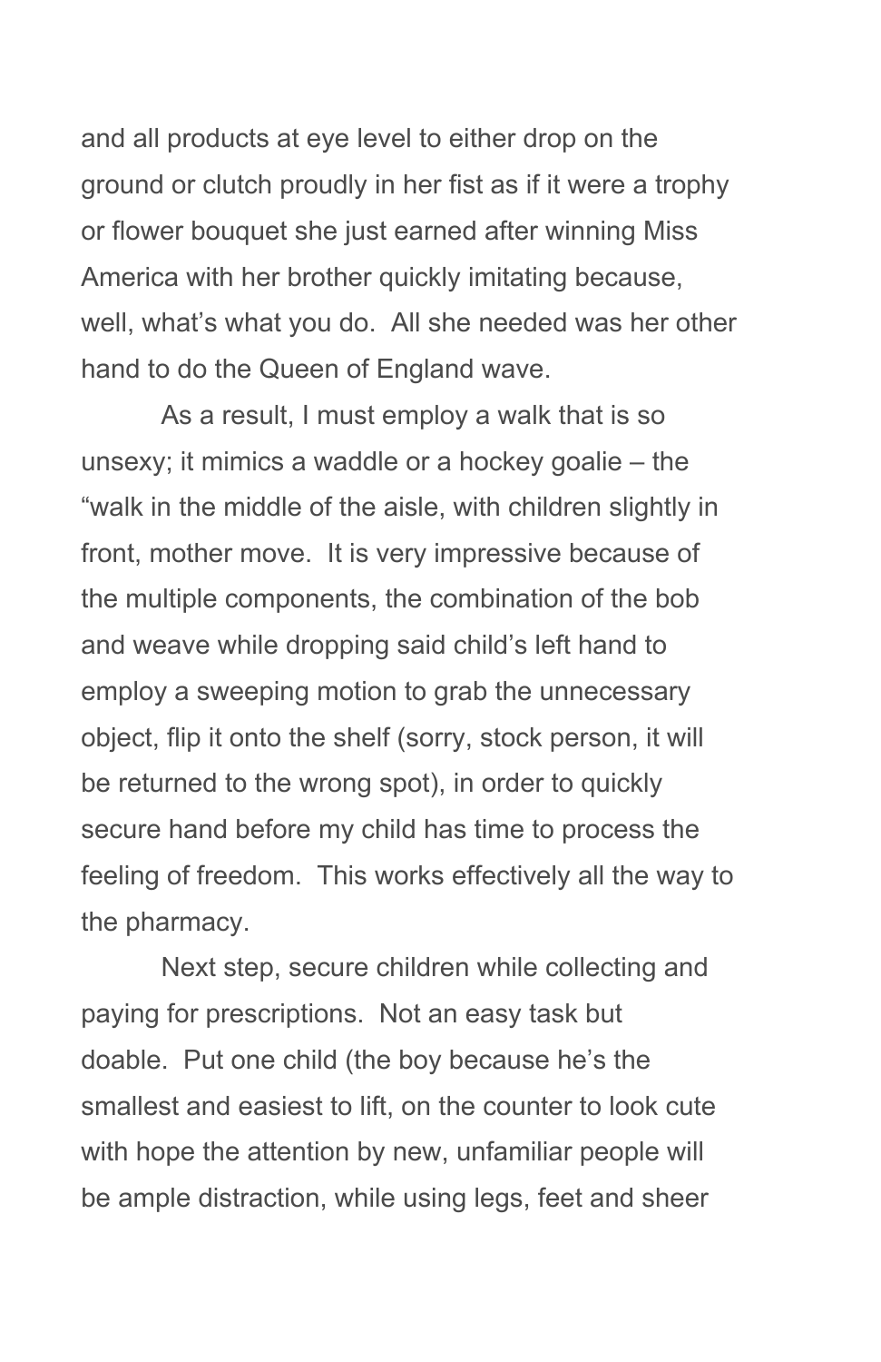and all products at eye level to either drop on the ground or clutch proudly in her fist as if it were a trophy or flower bouquet she just earned after winning Miss America with her brother quickly imitating because, well, what's what you do.  All she needed was her other hand to do the Queen of England wave.

As a result, I must employ a walk that is so unsexy; it mimics a waddle or a hockey goalie – the "walk in the middle of the aisle, with children slightly in front, mother move.  It is very impressive because of the multiple components, the combination of the bob and weave while dropping said child's left hand to employ a sweeping motion to grab the unnecessary object, flip it onto the shelf (sorry, stock person, it will be returned to the wrong spot), in order to quickly secure hand before my child has time to process the feeling of freedom.  This works effectively all the way to the pharmacy.

Next step, secure children while collecting and paying for prescriptions.  Not an easy task but doable.  Put one child (the boy because he's the smallest and easiest to lift, on the counter to look cute with hope the attention by new, unfamiliar people will be ample distraction, while using legs, feet and sheer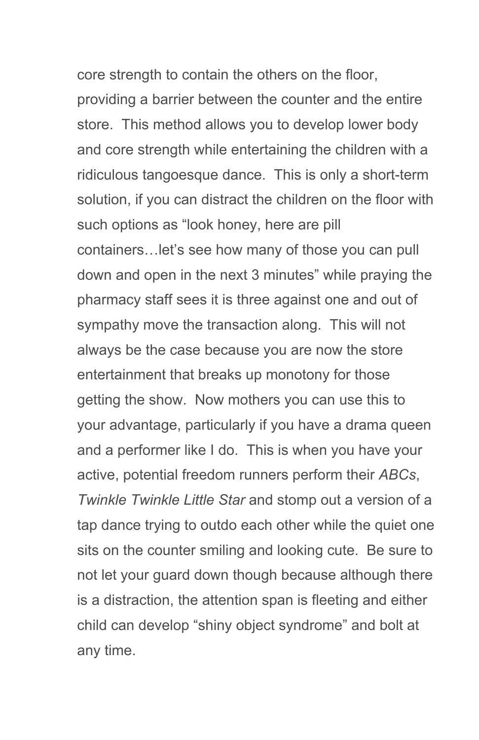core strength to contain the others on the floor, providing a barrier between the counter and the entire store.  This method allows you to develop lower body and core strength while entertaining the children with a ridiculous tangoesque dance.  This is only a short-term solution, if you can distract the children on the floor with such options as “look honey, here are pill containers…let’s see how many of those you can pull down and open in the next 3 minutes” while praying the pharmacy staff sees it is three against one and out of sympathy move the transaction along.  This will not always be the case because you are now the store entertainment that breaks up monotony for those getting the show.  Now mothers you can use this to your advantage, particularly if you have a drama queen and a performer like I do.  This is when you have your active, potential freedom runners perform their *ABCs*, *Twinkle Twinkle Little Star* and stomp out a version of a tap dance trying to outdo each other while the quiet one sits on the counter smiling and looking cute.  Be sure to not let your guard down though because although there is a distraction, the attention span is fleeting and either child can develop “shiny object syndrome” and bolt at any time.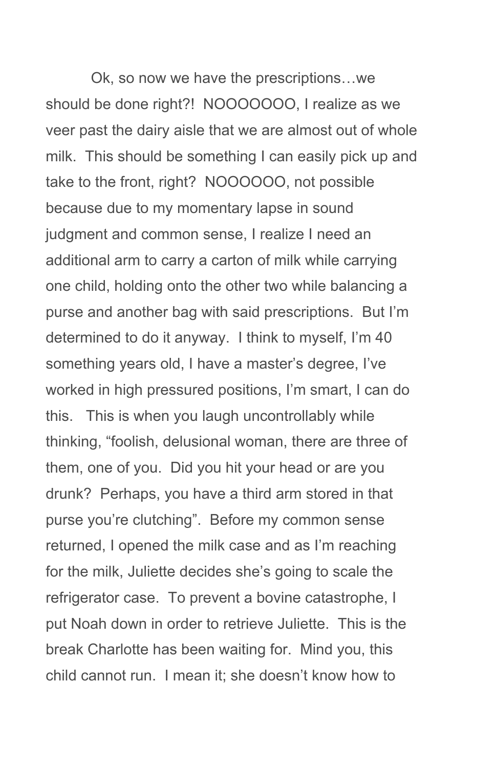Ok, so now we have the prescriptions…we should be done right?!  NOOOOOOO, I realize as we veer past the dairy aisle that we are almost out of whole milk.  This should be something I can easily pick up and take to the front, right?  NOOOOOO, not possible because due to my momentary lapse in sound judgment and common sense, I realize I need an additional arm to carry a carton of milk while carrying one child, holding onto the other two while balancing a purse and another bag with said prescriptions.  But I'm determined to do it anyway.  I think to myself, I'm 40 something years old, I have a master's degree, I've worked in high pressured positions, I'm smart, I can do this.   This is when you laugh uncontrollably while thinking, "foolish, delusional woman, there are three of them, one of you.  Did you hit your head or are you drunk?  Perhaps, you have a third arm stored in that purse you're clutching".  Before my common sense returned, I opened the milk case and as I'm reaching for the milk, Juliette decides she's going to scale the refrigerator case.  To prevent a bovine catastrophe, I put Noah down in order to retrieve Juliette.  This is the break Charlotte has been waiting for.  Mind you, this child cannot run.  I mean it; she doesn't know how to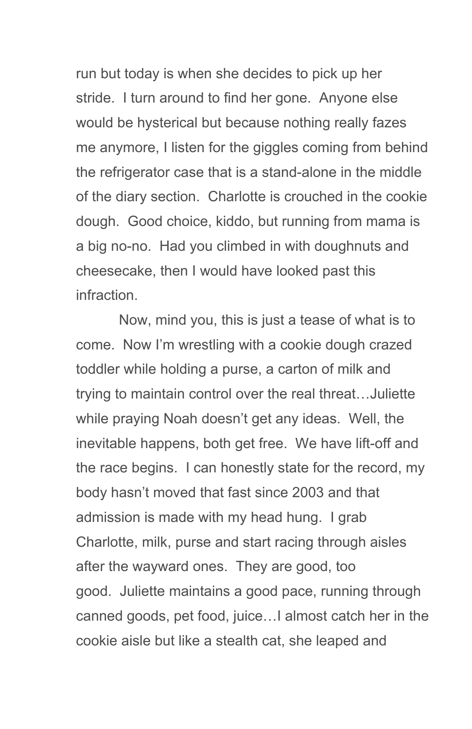run but today is when she decides to pick up her stride. I turn around to find her gone. Anyone else would be hysterical but because nothing really fazes me anymore, I listen for the giggles coming from behind the refrigerator case that is a stand-alone in the middle of the diary section. Charlotte is crouched in the cookie dough. Good choice, kiddo, but running from mama is a big no-no. Had you climbed in with doughnuts and cheesecake, then I would have looked past this infraction.

Now, mind you, this is just a tease of what is to come. Now I'm wrestling with a cookie dough crazed toddler while holding a purse, a carton of milk and trying to maintain control over the real threat…Juliette while praying Noah doesn't get any ideas. Well, the inevitable happens, both get free. We have lift-off and the race begins. I can honestly state for the record, my body hasn't moved that fast since 2003 and that admission is made with my head hung. I grab Charlotte, milk, purse and start racing through aisles after the wayward ones. They are good, too good. Juliette maintains a good pace, running through canned goods, pet food, juice…I almost catch her in the cookie aisle but like a stealth cat, she leaped and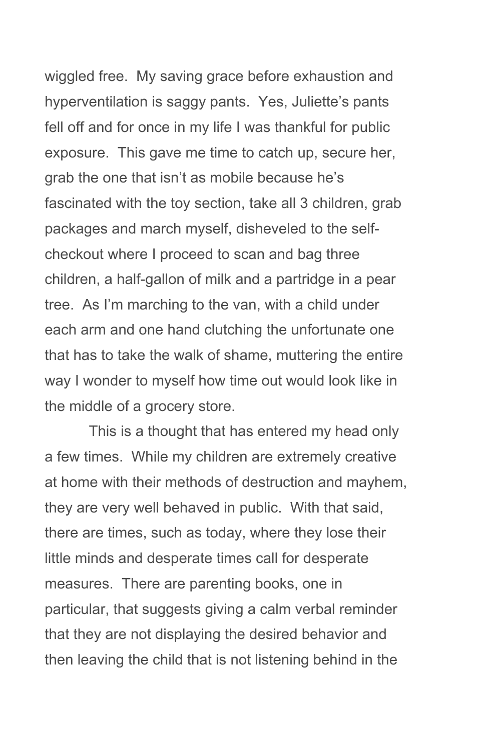wiggled free. My saving grace before exhaustion and hyperventilation is saggy pants. Yes, Juliette's pants fell off and for once in my life I was thankful for public exposure. This gave me time to catch up, secure her, grab the one that isn't as mobile because he's fascinated with the toy section, take all 3 children, grab packages and march myself, disheveled to the self-checkout where I proceed to scan and bag three children, a half-gallon of milk and a partridge in a pear tree. As I'm marching to the van, with a child under each arm and one hand clutching the unfortunate one that has to take the walk of shame, muttering the entire way I wonder to myself how time out would look like in the middle of a grocery store.

This is a thought that has entered my head only a few times. While my children are extremely creative at home with their methods of destruction and mayhem, they are very well behaved in public. With that said, there are times, such as today, where they lose their little minds and desperate times call for desperate measures. There are parenting books, one in particular, that suggests giving a calm verbal reminder that they are not displaying the desired behavior and then leaving the child that is not listening behind in the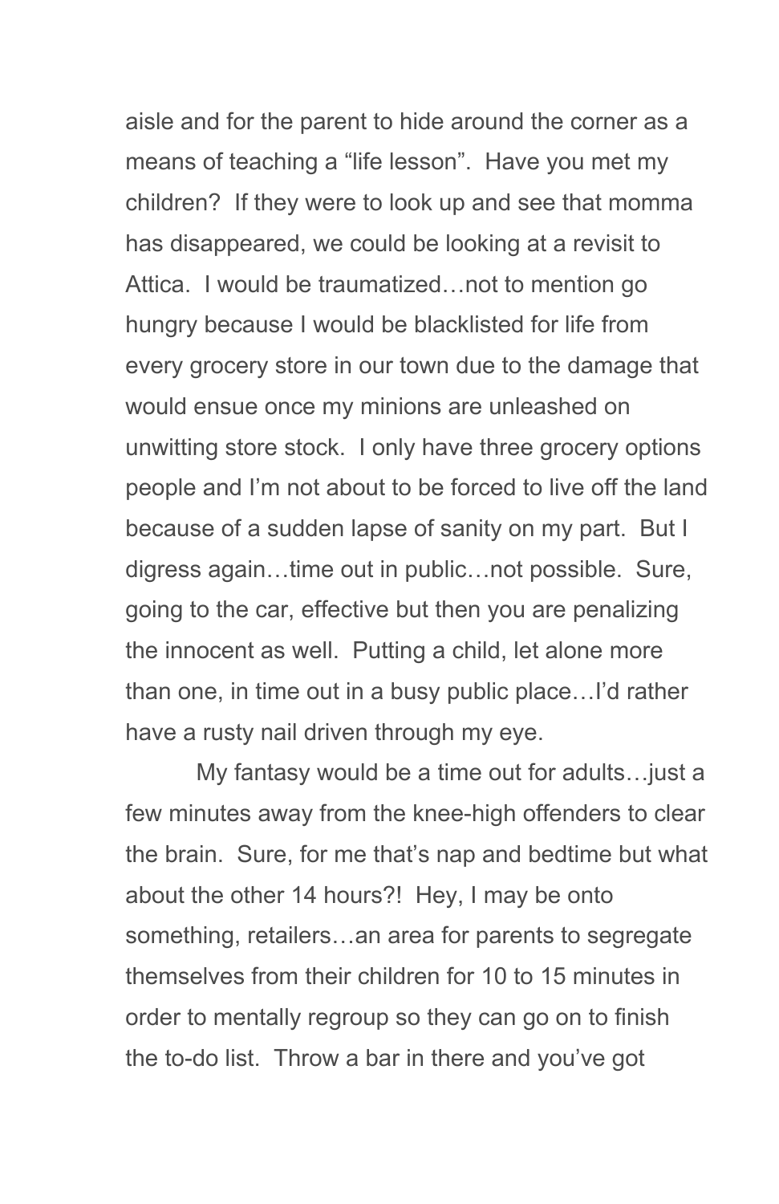aisle and for the parent to hide around the corner as a means of teaching a “life lesson”. Have you met my children? If they were to look up and see that momma has disappeared, we could be looking at a revisit to Attica. I would be traumatized…not to mention go hungry because I would be blacklisted for life from every grocery store in our town due to the damage that would ensue once my minions are unleashed on unwitting store stock. I only have three grocery options people and I’m not about to be forced to live off the land because of a sudden lapse of sanity on my part. But I digress again…time out in public…not possible. Sure, going to the car, effective but then you are penalizing the innocent as well. Putting a child, let alone more than one, in time out in a busy public place…I’d rather have a rusty nail driven through my eye.

My fantasy would be a time out for adults…just a few minutes away from the knee-high offenders to clear the brain. Sure, for me that’s nap and bedtime but what about the other 14 hours?! Hey, I may be onto something, retailers…an area for parents to segregate themselves from their children for 10 to 15 minutes in order to mentally regroup so they can go on to finish the to-do list. Throw a bar in there and you’ve got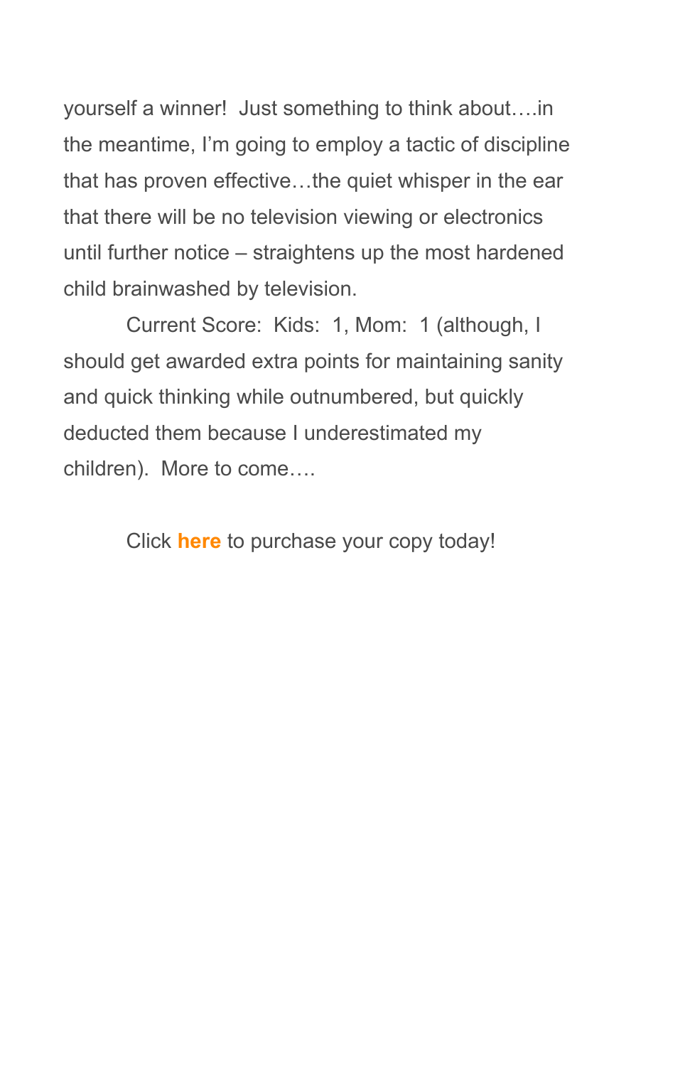yourself a winner!  Just something to think about….in the meantime, I'm going to employ a tactic of discipline that has proven effective…the quiet whisper in the ear that there will be no television viewing or electronics until further notice – straightens up the most hardened child brainwashed by television.

Current Score:  Kids:  1, Mom:  1 (although, I should get awarded extra points for maintaining sanity and quick thinking while outnumbered, but quickly deducted them because I underestimated my children).  More to come….

Click **here** to purchase your copy today!